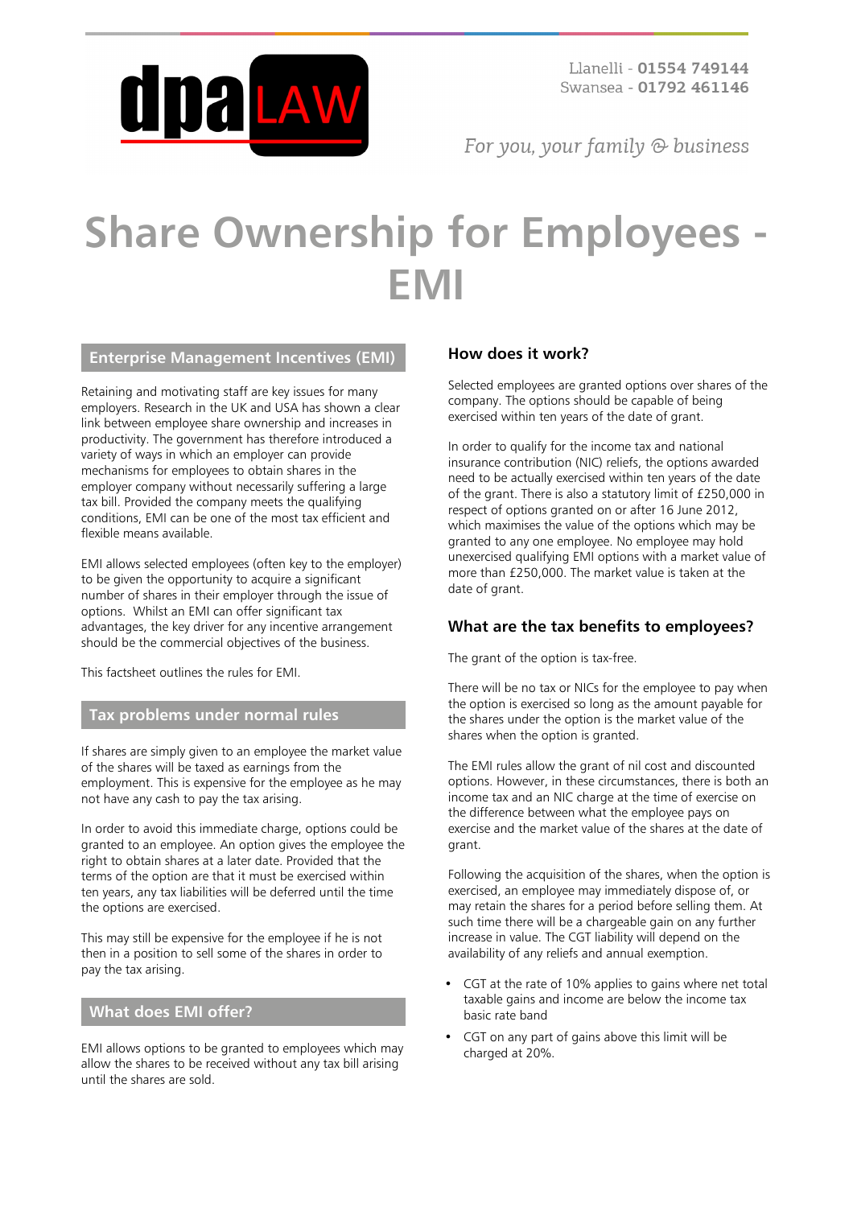Llanelli - **01554 749144**
Swansea - **01792 461146**

*For you, your family & business*

# Share Ownership for Employees - EMI

## Enterprise Management Incentives (EMI)

Retaining and motivating staff are key issues for many employers. Research in the UK and USA has shown a clear link between employee share ownership and increases in productivity. The government has therefore introduced a variety of ways in which an employer can provide mechanisms for employees to obtain shares in the employer company without necessarily suffering a large tax bill. Provided the company meets the qualifying conditions, EMI can be one of the most tax efficient and flexible means available.

EMI allows selected employees (often key to the employer) to be given the opportunity to acquire a significant number of shares in their employer through the issue of options. Whilst an EMI can offer significant tax advantages, the key driver for any incentive arrangement should be the commercial objectives of the business.

This factsheet outlines the rules for EMI.

## Tax problems under normal rules

If shares are simply given to an employee the market value of the shares will be taxed as earnings from the employment. This is expensive for the employee as he may not have any cash to pay the tax arising.

In order to avoid this immediate charge, options could be granted to an employee. An option gives the employee the right to obtain shares at a later date. Provided that the terms of the option are that it must be exercised within ten years, any tax liabilities will be deferred until the time the options are exercised.

This may still be expensive for the employee if he is not then in a position to sell some of the shares in order to pay the tax arising.

## What does EMI offer?

EMI allows options to be granted to employees which may allow the shares to be received without any tax bill arising until the shares are sold.

### How does it work?

Selected employees are granted options over shares of the company. The options should be capable of being exercised within ten years of the date of grant.

In order to qualify for the income tax and national insurance contribution (NIC) reliefs, the options awarded need to be actually exercised within ten years of the date of the grant. There is also a statutory limit of £250,000 in respect of options granted on or after 16 June 2012, which maximises the value of the options which may be granted to any one employee. No employee may hold unexercised qualifying EMI options with a market value of more than £250,000. The market value is taken at the date of grant.

### What are the tax benefits to employees?

The grant of the option is tax-free.

There will be no tax or NICs for the employee to pay when the option is exercised so long as the amount payable for the shares under the option is the market value of the shares when the option is granted.

The EMI rules allow the grant of nil cost and discounted options. However, in these circumstances, there is both an income tax and an NIC charge at the time of exercise on the difference between what the employee pays on exercise and the market value of the shares at the date of grant.

Following the acquisition of the shares, when the option is exercised, an employee may immediately dispose of, or may retain the shares for a period before selling them. At such time there will be a chargeable gain on any further increase in value. The CGT liability will depend on the availability of any reliefs and annual exemption.

- CGT at the rate of 10% applies to gains where net total taxable gains and income are below the income tax basic rate band
- CGT on any part of gains above this limit will be charged at 20%.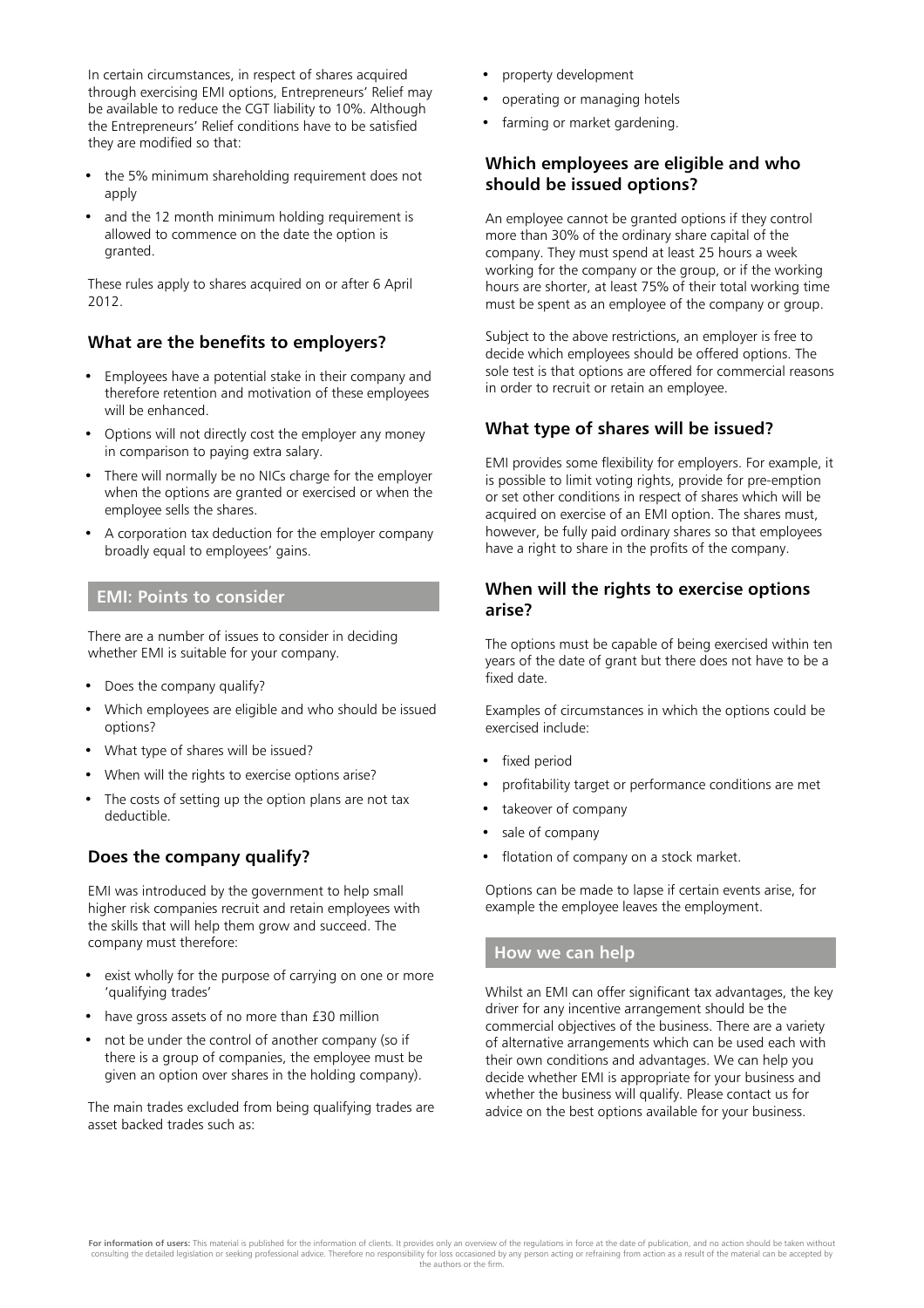In certain circumstances, in respect of shares acquired through exercising EMI options, Entrepreneurs' Relief may be available to reduce the CGT liability to 10%. Although the Entrepreneurs' Relief conditions have to be satisfied they are modified so that:

- the 5% minimum shareholding requirement does not apply
- and the 12 month minimum holding requirement is allowed to commence on the date the option is granted.

These rules apply to shares acquired on or after 6 April 2012.

### What are the benefits to employers?

- Employees have a potential stake in their company and therefore retention and motivation of these employees will be enhanced.
- Options will not directly cost the employer any money in comparison to paying extra salary.
- There will normally be no NICs charge for the employer when the options are granted or exercised or when the employee sells the shares.
- A corporation tax deduction for the employer company broadly equal to employees' gains.

## EMI: Points to consider

There are a number of issues to consider in deciding whether EMI is suitable for your company.

- Does the company qualify?
- Which employees are eligible and who should be issued options?
- What type of shares will be issued?
- When will the rights to exercise options arise?
- The costs of setting up the option plans are not tax deductible.

### Does the company qualify?

EMI was introduced by the government to help small higher risk companies recruit and retain employees with the skills that will help them grow and succeed. The company must therefore:

- exist wholly for the purpose of carrying on one or more 'qualifying trades'
- have gross assets of no more than £30 million
- not be under the control of another company (so if there is a group of companies, the employee must be given an option over shares in the holding company).

The main trades excluded from being qualifying trades are asset backed trades such as:

- property development
- operating or managing hotels
- farming or market gardening.

### Which employees are eligible and who should be issued options?

An employee cannot be granted options if they control more than 30% of the ordinary share capital of the company. They must spend at least 25 hours a week working for the company or the group, or if the working hours are shorter, at least 75% of their total working time must be spent as an employee of the company or group.

Subject to the above restrictions, an employer is free to decide which employees should be offered options. The sole test is that options are offered for commercial reasons in order to recruit or retain an employee.

### What type of shares will be issued?

EMI provides some flexibility for employers. For example, it is possible to limit voting rights, provide for pre-emption or set other conditions in respect of shares which will be acquired on exercise of an EMI option. The shares must, however, be fully paid ordinary shares so that employees have a right to share in the profits of the company.

### When will the rights to exercise options arise?

The options must be capable of being exercised within ten years of the date of grant but there does not have to be a fixed date.

Examples of circumstances in which the options could be exercised include:

- fixed period
- profitability target or performance conditions are met
- takeover of company
- sale of company
- flotation of company on a stock market.

Options can be made to lapse if certain events arise, for example the employee leaves the employment.

## How we can help

Whilst an EMI can offer significant tax advantages, the key driver for any incentive arrangement should be the commercial objectives of the business. There are a variety of alternative arrangements which can be used each with their own conditions and advantages. We can help you decide whether EMI is appropriate for your business and whether the business will qualify. Please contact us for advice on the best options available for your business.

**For information of users:** This material is published for the information of clients. It provides only an overview of the regulations in force at the date of publication, and no action should be taken without consulting the detailed legislation or seeking professional advice. Therefore no responsibility for loss occasioned by any person acting or refraining from action as a result of the material can be accepted by the authors or the firm.